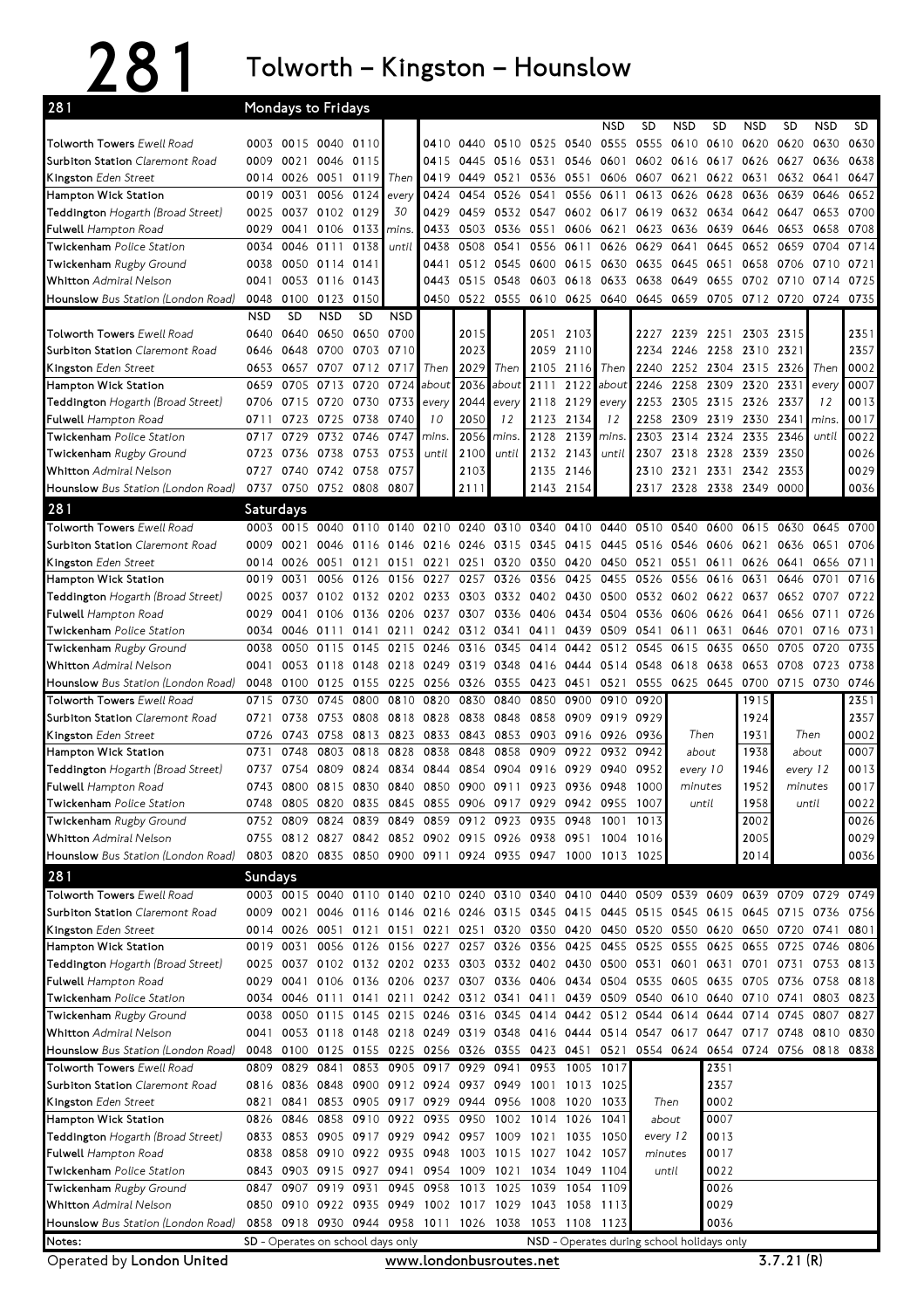# 281 Tolworth – Kingston – Hounslow

## Mondays to Fridays

| 281 | | | | | | | | | | | NSD | SD | NSD | SD | NSD | SD | NSD | SD |
|---|---|---|---|---|---|---|---|---|---|---|---|---|---|---|---|---|---|---|
| **Tolworth Towers** Ewell Road | 0003 | 0015 | 0040 | 0110 | | 0410 | 0440 | 0510 | 0525 | 0540 | 0555 | 0555 | 0610 | 0610 | 0620 | 0620 | 0630 | 0630 |
| **Surbiton Station** Claremont Road | 0009 | 0021 | 0046 | 0115 | | 0415 | 0445 | 0516 | 0531 | 0546 | 0601 | 0602 | 0616 | 0617 | 0626 | 0627 | 0636 | 0638 |
| **Kingston** Eden Street | 0014 | 0026 | 0051 | 0119 | Then | 0419 | 0449 | 0521 | 0536 | 0551 | 0606 | 0607 | 0621 | 0622 | 0631 | 0632 | 0641 | 0647 |
| **Hampton Wick Station** | 0019 | 0031 | 0056 | 0124 | every | 0424 | 0454 | 0526 | 0541 | 0556 | 0611 | 0613 | 0626 | 0628 | 0636 | 0639 | 0646 | 0652 |
| **Teddington** Hogarth (Broad Street) | 0025 | 0037 | 0102 | 0129 | 30 | 0429 | 0459 | 0532 | 0547 | 0602 | 0617 | 0619 | 0632 | 0634 | 0642 | 0647 | 0653 | 0700 |
| **Fulwell** Hampton Road | 0029 | 0041 | 0106 | 0133 | mins. | 0433 | 0503 | 0536 | 0551 | 0606 | 0621 | 0623 | 0636 | 0639 | 0646 | 0653 | 0658 | 0708 |
| **Twickenham** Police Station | 0034 | 0046 | 0111 | 0138 | until | 0438 | 0508 | 0541 | 0556 | 0611 | 0626 | 0629 | 0641 | 0645 | 0652 | 0659 | 0704 | 0714 |
| **Twickenham** Rugby Ground | 0038 | 0050 | 0114 | 0141 | | 0441 | 0512 | 0545 | 0600 | 0615 | 0630 | 0635 | 0645 | 0651 | 0658 | 0706 | 0710 | 0721 |
| **Whitton** Admiral Nelson | 0041 | 0053 | 0116 | 0143 | | 0443 | 0515 | 0548 | 0603 | 0618 | 0633 | 0638 | 0649 | 0655 | 0702 | 0710 | 0714 | 0725 |
| **Hounslow** Bus Station (London Road) | 0048 | 0100 | 0123 | 0150 | | 0450 | 0522 | 0555 | 0610 | 0625 | 0640 | 0645 | 0659 | 0705 | 0712 | 0720 | 0724 | 0735 |

| | NSD | SD | NSD | SD | NSD | | | | | | | | | | | | | |
|---|---|---|---|---|---|---|---|---|---|---|---|---|---|---|---|---|---|---|
| **Tolworth Towers** Ewell Road | 0640 | 0640 | 0650 | 0650 | 0700 | | 2015 | | 2051 | 2103 | | 2227 | 2239 | 2251 | 2303 | 2315 | | 2351 |
| **Surbiton Station** Claremont Road | 0646 | 0648 | 0700 | 0703 | 0710 | | 2023 | | 2059 | 2110 | | 2234 | 2246 | 2258 | 2310 | 2321 | | 2357 |
| **Kingston** Eden Street | 0653 | 0657 | 0707 | 0712 | 0717 | Then | 2029 | Then | 2105 | 2116 | Then | 2240 | 2252 | 2304 | 2315 | 2326 | Then | 0002 |
| **Hampton Wick Station** | 0659 | 0705 | 0713 | 0720 | 0724 | about | 2036 | about | 2111 | 2122 | about | 2246 | 2258 | 2309 | 2320 | 2331 | every | 0007 |
| **Teddington** Hogarth (Broad Street) | 0706 | 0715 | 0720 | 0730 | 0733 | every | 2044 | every | 2118 | 2129 | every | 2253 | 2305 | 2315 | 2326 | 2337 | 12 | 0013 |
| **Fulwell** Hampton Road | 0711 | 0723 | 0725 | 0738 | 0740 | 10 | 2050 | 12 | 2123 | 2134 | 12 | 2258 | 2309 | 2319 | 2330 | 2341 | mins. | 0017 |
| **Twickenham** Police Station | 0717 | 0729 | 0732 | 0746 | 0747 | mins. | 2056 | mins. | 2128 | 2139 | mins. | 2303 | 2314 | 2324 | 2335 | 2346 | until | 0022 |
| **Twickenham** Rugby Ground | 0723 | 0736 | 0738 | 0753 | 0753 | until | 2100 | until | 2132 | 2143 | until | 2307 | 2318 | 2328 | 2339 | 2350 | | 0026 |
| **Whitton** Admiral Nelson | 0727 | 0740 | 0742 | 0758 | 0757 | | 2103 | | 2135 | 2146 | | 2310 | 2321 | 2331 | 2342 | 2353 | | 0029 |
| **Hounslow** Bus Station (London Road) | 0737 | 0750 | 0752 | 0808 | 0807 | | 2111 | | 2143 | 2154 | | 2317 | 2328 | 2338 | 2349 | 0000 | | 0036 |

## Saturdays

| 281 | | | | | | | | | | | | | | | | | | |
|---|---|---|---|---|---|---|---|---|---|---|---|---|---|---|---|---|---|---|
| **Tolworth Towers** Ewell Road | 0003 | 0015 | 0040 | 0110 | 0140 | 0210 | 0240 | 0310 | 0340 | 0410 | 0440 | 0510 | 0540 | 0600 | 0615 | 0630 | 0645 | 0700 |
| **Surbiton Station** Claremont Road | 0009 | 0021 | 0046 | 0116 | 0146 | 0216 | 0246 | 0315 | 0345 | 0415 | 0445 | 0516 | 0546 | 0606 | 0621 | 0636 | 0651 | 0706 |
| **Kingston** Eden Street | 0014 | 0026 | 0051 | 0121 | 0151 | 0221 | 0251 | 0320 | 0350 | 0420 | 0450 | 0521 | 0551 | 0611 | 0626 | 0641 | 0656 | 0711 |
| **Hampton Wick Station** | 0019 | 0031 | 0056 | 0126 | 0156 | 0227 | 0257 | 0326 | 0356 | 0425 | 0455 | 0526 | 0556 | 0616 | 0631 | 0646 | 0701 | 0716 |
| **Teddington** Hogarth (Broad Street) | 0025 | 0037 | 0102 | 0132 | 0202 | 0233 | 0303 | 0332 | 0402 | 0430 | 0500 | 0532 | 0602 | 0622 | 0637 | 0652 | 0707 | 0722 |
| **Fulwell** Hampton Road | 0029 | 0041 | 0106 | 0136 | 0206 | 0237 | 0307 | 0336 | 0406 | 0434 | 0504 | 0536 | 0606 | 0626 | 0641 | 0656 | 0711 | 0726 |
| **Twickenham** Police Station | 0034 | 0046 | 0111 | 0141 | 0211 | 0242 | 0312 | 0341 | 0411 | 0439 | 0509 | 0541 | 0611 | 0631 | 0646 | 0701 | 0716 | 0731 |
| **Twickenham** Rugby Ground | 0038 | 0050 | 0115 | 0145 | 0215 | 0246 | 0316 | 0345 | 0414 | 0442 | 0512 | 0545 | 0615 | 0635 | 0650 | 0705 | 0720 | 0735 |
| **Whitton** Admiral Nelson | 0041 | 0053 | 0118 | 0148 | 0218 | 0249 | 0319 | 0348 | 0416 | 0444 | 0514 | 0548 | 0618 | 0638 | 0653 | 0708 | 0723 | 0738 |
| **Hounslow** Bus Station (London Road) | 0048 | 0100 | 0125 | 0155 | 0225 | 0256 | 0326 | 0355 | 0423 | 0451 | 0521 | 0555 | 0625 | 0645 | 0700 | 0715 | 0730 | 0746 |

| | | | | | | | | | | | | | | | | |
|---|---|---|---|---|---|---|---|---|---|---|---|---|---|---|---|---|
| **Tolworth Towers** Ewell Road | 0715 | 0730 | 0745 | 0800 | 0810 | 0820 | 0830 | 0840 | 0850 | 0900 | 0910 | 0920 | | 1915 | | 2351 |
| **Surbiton Station** Claremont Road | 0721 | 0738 | 0753 | 0808 | 0818 | 0828 | 0838 | 0848 | 0858 | 0909 | 0919 | 0929 | | 1924 | | 2357 |
| **Kingston** Eden Street | 0726 | 0743 | 0758 | 0813 | 0823 | 0833 | 0843 | 0853 | 0903 | 0916 | 0926 | 0936 | Then | 1931 | Then | 0002 |
| **Hampton Wick Station** | 0731 | 0748 | 0803 | 0818 | 0828 | 0838 | 0848 | 0858 | 0909 | 0922 | 0932 | 0942 | about | 1938 | about | 0007 |
| **Teddington** Hogarth (Broad Street) | 0737 | 0754 | 0809 | 0824 | 0834 | 0844 | 0854 | 0904 | 0916 | 0929 | 0940 | 0952 | every 10 | 1946 | every 12 | 0013 |
| **Fulwell** Hampton Road | 0743 | 0800 | 0815 | 0830 | 0840 | 0850 | 0900 | 0911 | 0923 | 0936 | 0948 | 1000 | minutes | 1952 | minutes | 0017 |
| **Twickenham** Police Station | 0748 | 0805 | 0820 | 0835 | 0845 | 0855 | 0906 | 0917 | 0929 | 0942 | 0955 | 1007 | until | 1958 | until | 0022 |
| **Twickenham** Rugby Ground | 0752 | 0809 | 0824 | 0839 | 0849 | 0859 | 0912 | 0923 | 0935 | 0948 | 1001 | 1013 | | 2002 | | 0026 |
| **Whitton** Admiral Nelson | 0755 | 0812 | 0827 | 0842 | 0852 | 0902 | 0915 | 0926 | 0938 | 0951 | 1004 | 1016 | | 2005 | | 0029 |
| **Hounslow** Bus Station (London Road) | 0803 | 0820 | 0835 | 0850 | 0900 | 0911 | 0924 | 0935 | 0947 | 1000 | 1013 | 1025 | | 2014 | | 0036 |

## Sundays

| 281 | | | | | | | | | | | | | | | | | | |
|---|---|---|---|---|---|---|---|---|---|---|---|---|---|---|---|---|---|---|
| **Tolworth Towers** Ewell Road | 0003 | 0015 | 0040 | 0110 | 0140 | 0210 | 0240 | 0310 | 0340 | 0410 | 0440 | 0509 | 0539 | 0609 | 0639 | 0709 | 0729 | 0749 |
| **Surbiton Station** Claremont Road | 0009 | 0021 | 0046 | 0116 | 0146 | 0216 | 0246 | 0315 | 0345 | 0415 | 0445 | 0515 | 0545 | 0615 | 0645 | 0715 | 0736 | 0756 |
| **Kingston** Eden Street | 0014 | 0026 | 0051 | 0121 | 0151 | 0221 | 0251 | 0320 | 0350 | 0420 | 0450 | 0520 | 0550 | 0620 | 0650 | 0720 | 0741 | 0801 |
| **Hampton Wick Station** | 0019 | 0031 | 0056 | 0126 | 0156 | 0227 | 0257 | 0326 | 0356 | 0425 | 0455 | 0525 | 0555 | 0625 | 0655 | 0725 | 0746 | 0806 |
| **Teddington** Hogarth (Broad Street) | 0025 | 0037 | 0102 | 0132 | 0202 | 0233 | 0303 | 0332 | 0402 | 0430 | 0500 | 0531 | 0601 | 0631 | 0701 | 0731 | 0753 | 0813 |
| **Fulwell** Hampton Road | 0029 | 0041 | 0106 | 0136 | 0206 | 0237 | 0307 | 0336 | 0406 | 0434 | 0504 | 0535 | 0605 | 0635 | 0705 | 0736 | 0758 | 0818 |
| **Twickenham** Police Station | 0034 | 0046 | 0111 | 0141 | 0211 | 0242 | 0312 | 0341 | 0411 | 0439 | 0509 | 0540 | 0610 | 0640 | 0710 | 0741 | 0803 | 0823 |
| **Twickenham** Rugby Ground | 0038 | 0050 | 0115 | 0145 | 0215 | 0246 | 0316 | 0345 | 0414 | 0442 | 0512 | 0544 | 0614 | 0644 | 0714 | 0745 | 0807 | 0827 |
| **Whitton** Admiral Nelson | 0041 | 0053 | 0118 | 0148 | 0218 | 0249 | 0319 | 0348 | 0416 | 0444 | 0514 | 0547 | 0617 | 0647 | 0717 | 0748 | 0810 | 0830 |
| **Hounslow** Bus Station (London Road) | 0048 | 0100 | 0125 | 0155 | 0225 | 0256 | 0326 | 0355 | 0423 | 0451 | 0521 | 0554 | 0624 | 0654 | 0724 | 0756 | 0818 | 0838 |

| | | | | | | | | | | | | | |
|---|---|---|---|---|---|---|---|---|---|---|---|---|---|
| **Tolworth Towers** Ewell Road | 0809 | 0829 | 0841 | 0853 | 0905 | 0917 | 0929 | 0941 | 0953 | 1005 | 1017 | | 2351 |
| **Surbiton Station** Claremont Road | 0816 | 0836 | 0848 | 0900 | 0912 | 0924 | 0937 | 0949 | 1001 | 1013 | 1025 | | 2357 |
| **Kingston** Eden Street | 0821 | 0841 | 0853 | 0905 | 0917 | 0929 | 0944 | 0956 | 1008 | 1020 | 1033 | Then | 0002 |
| **Hampton Wick Station** | 0826 | 0846 | 0858 | 0910 | 0922 | 0935 | 0950 | 1002 | 1014 | 1026 | 1041 | about | 0007 |
| **Teddington** Hogarth (Broad Street) | 0833 | 0853 | 0905 | 0917 | 0929 | 0942 | 0957 | 1009 | 1021 | 1035 | 1050 | every 12 | 0013 |
| **Fulwell** Hampton Road | 0838 | 0858 | 0910 | 0922 | 0935 | 0948 | 1003 | 1015 | 1027 | 1042 | 1057 | minutes | 0017 |
| **Twickenham** Police Station | 0843 | 0903 | 0915 | 0927 | 0941 | 0954 | 1009 | 1021 | 1034 | 1049 | 1104 | until | 0022 |
| **Twickenham** Rugby Ground | 0847 | 0907 | 0919 | 0931 | 0945 | 0958 | 1013 | 1025 | 1039 | 1054 | 1109 | | 0026 |
| **Whitton** Admiral Nelson | 0850 | 0910 | 0922 | 0935 | 0949 | 1002 | 1017 | 1029 | 1043 | 1058 | 1113 | | 0029 |
| **Hounslow** Bus Station (London Road) | 0858 | 0918 | 0930 | 0944 | 0958 | 1011 | 1026 | 1038 | 1053 | 1108 | 1123 | | 0036 |

**Notes:** SD - Operates on school days only; NSD - Operates during school holidays only

Operated by **London United** — www.londonbusroutes.net — 3.7.21 (R)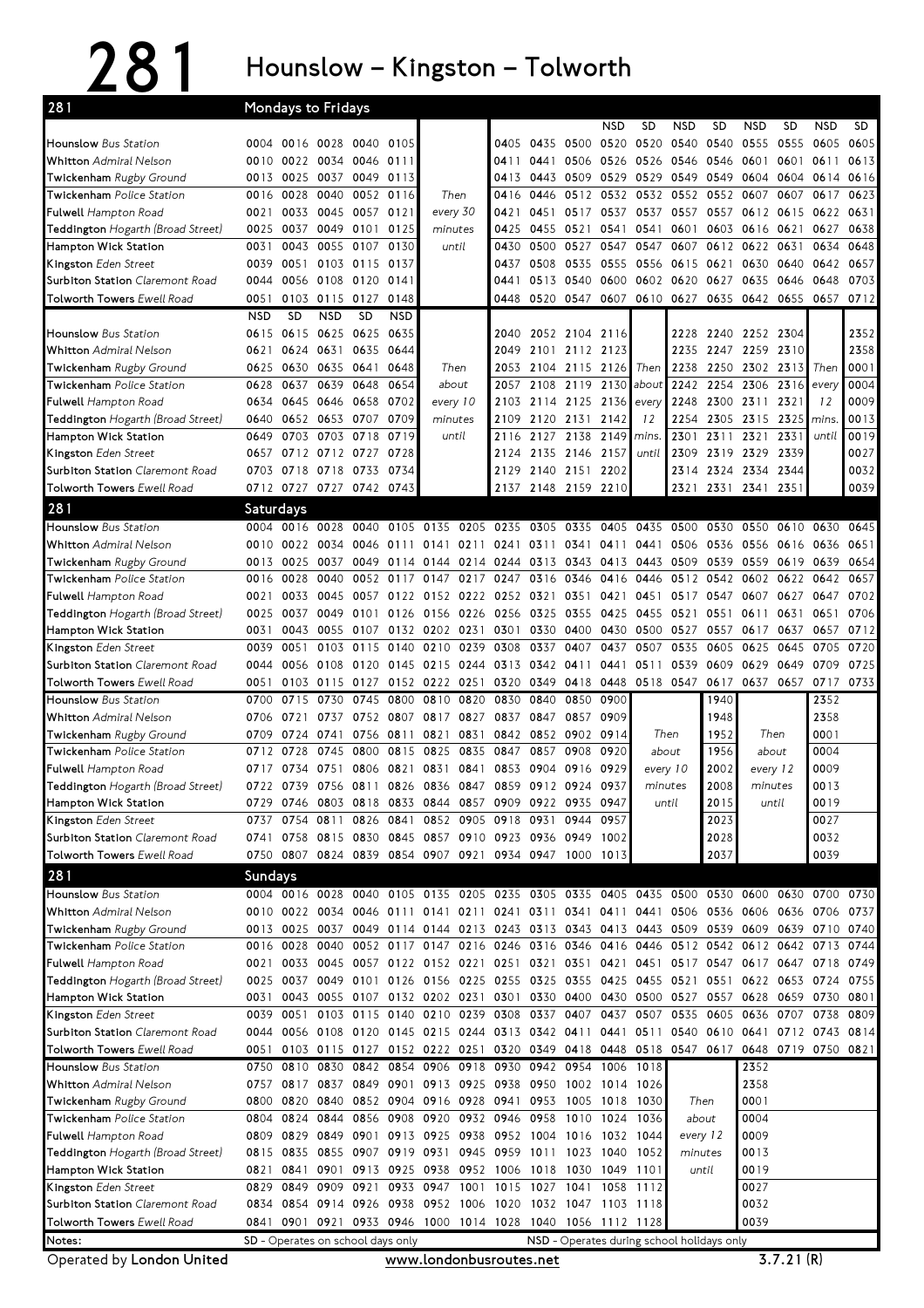# 281 Hounslow – Kingston – Tolworth

## 281 Mondays to Fridays

| | | | | | | | | | | NSD | SD | NSD | SD | NSD | SD | NSD | SD |
|---|---|---|---|---|---|---|---|---|---|---|---|---|---|---|---|---|---|
| **Hounslow** Bus Station | 0004 | 0016 | 0028 | 0040 | 0105 | | 0405 | 0435 | 0500 | 0520 | 0520 | 0540 | 0540 | 0555 | 0555 | 0605 | 0605 |
| **Whitton** Admiral Nelson | 0010 | 0022 | 0034 | 0046 | 0111 | | 0411 | 0441 | 0506 | 0526 | 0526 | 0546 | 0546 | 0601 | 0601 | 0611 | 0613 |
| **Twickenham** Rugby Ground | 0013 | 0025 | 0037 | 0049 | 0113 | | 0413 | 0443 | 0509 | 0529 | 0529 | 0549 | 0549 | 0604 | 0604 | 0614 | 0616 |
| **Twickenham** Police Station | 0016 | 0028 | 0040 | 0052 | 0116 | Then | 0416 | 0446 | 0512 | 0532 | 0532 | 0552 | 0552 | 0607 | 0607 | 0617 | 0623 |
| **Fulwell** Hampton Road | 0021 | 0033 | 0045 | 0057 | 0121 | every 30 | 0421 | 0451 | 0517 | 0537 | 0537 | 0557 | 0557 | 0612 | 0615 | 0622 | 0631 |
| **Teddington** Hogarth (Broad Street) | 0025 | 0037 | 0049 | 0101 | 0125 | minutes | 0425 | 0455 | 0521 | 0541 | 0541 | 0601 | 0603 | 0616 | 0621 | 0627 | 0638 |
| **Hampton Wick Station** | 0031 | 0043 | 0055 | 0107 | 0130 | until | 0430 | 0500 | 0527 | 0547 | 0547 | 0607 | 0612 | 0622 | 0631 | 0634 | 0648 |
| **Kingston** Eden Street | 0039 | 0051 | 0103 | 0115 | 0137 | | 0437 | 0508 | 0535 | 0555 | 0556 | 0615 | 0621 | 0630 | 0640 | 0642 | 0657 |
| **Surbiton Station** Claremont Road | 0044 | 0056 | 0108 | 0120 | 0141 | | 0441 | 0513 | 0540 | 0600 | 0602 | 0620 | 0627 | 0635 | 0646 | 0648 | 0703 |
| **Tolworth Towers** Ewell Road | 0051 | 0103 | 0115 | 0127 | 0148 | | 0448 | 0520 | 0547 | 0607 | 0610 | 0627 | 0635 | 0642 | 0655 | 0657 | 0712 |

| | NSD | SD | NSD | SD | NSD | | | | | | | | | | | | |
|---|---|---|---|---|---|---|---|---|---|---|---|---|---|---|---|---|---|
| **Hounslow** Bus Station | 0615 | 0615 | 0625 | 0625 | 0635 | | 2040 | 2052 | 2104 | 2116 | | 2228 | 2240 | 2252 | 2304 | | 2352 |
| **Whitton** Admiral Nelson | 0621 | 0624 | 0631 | 0635 | 0644 | | 2049 | 2101 | 2112 | 2123 | | 2235 | 2247 | 2259 | 2310 | | 2358 |
| **Twickenham** Rugby Ground | 0625 | 0630 | 0635 | 0641 | 0648 | Then | 2053 | 2104 | 2115 | 2126 | Then | 2238 | 2250 | 2302 | 2313 | Then | 0001 |
| **Twickenham** Police Station | 0628 | 0637 | 0639 | 0648 | 0654 | about | 2057 | 2108 | 2119 | 2130 | about | 2242 | 2254 | 2306 | 2316 | every | 0004 |
| **Fulwell** Hampton Road | 0634 | 0645 | 0646 | 0658 | 0702 | every 10 | 2103 | 2114 | 2125 | 2136 | every | 2248 | 2300 | 2311 | 2321 | 12 | 0009 |
| **Teddington** Hogarth (Broad Street) | 0640 | 0652 | 0653 | 0707 | 0709 | minutes | 2109 | 2120 | 2131 | 2142 | 12 | 2254 | 2305 | 2315 | 2325 | mins. | 0013 |
| **Hampton Wick Station** | 0649 | 0703 | 0703 | 0718 | 0719 | until | 2116 | 2127 | 2138 | 2149 | mins. | 2301 | 2311 | 2321 | 2331 | until | 0019 |
| **Kingston** Eden Street | 0657 | 0712 | 0712 | 0727 | 0728 | | 2124 | 2135 | 2146 | 2157 | until | 2309 | 2319 | 2329 | 2339 | | 0027 |
| **Surbiton Station** Claremont Road | 0703 | 0718 | 0718 | 0733 | 0734 | | 2129 | 2140 | 2151 | 2202 | | 2314 | 2324 | 2334 | 2344 | | 0032 |
| **Tolworth Towers** Ewell Road | 0712 | 0727 | 0727 | 0742 | 0743 | | 2137 | 2148 | 2159 | 2210 | | 2321 | 2331 | 2341 | 2351 | | 0039 |

## 281 Saturdays

| | | | | | | | | | | | | | | | | | | |
|---|---|---|---|---|---|---|---|---|---|---|---|---|---|---|---|---|---|---|
| **Hounslow** Bus Station | 0004 | 0016 | 0028 | 0040 | 0105 | 0135 | 0205 | 0235 | 0305 | 0335 | 0405 | 0435 | 0500 | 0530 | 0550 | 0610 | 0630 | 0645 |
| **Whitton** Admiral Nelson | 0010 | 0022 | 0034 | 0046 | 0111 | 0141 | 0211 | 0241 | 0311 | 0341 | 0411 | 0441 | 0506 | 0536 | 0556 | 0616 | 0636 | 0651 |
| **Twickenham** Rugby Ground | 0013 | 0025 | 0037 | 0049 | 0114 | 0144 | 0214 | 0244 | 0313 | 0343 | 0413 | 0443 | 0509 | 0539 | 0559 | 0619 | 0639 | 0654 |
| **Twickenham** Police Station | 0016 | 0028 | 0040 | 0052 | 0117 | 0147 | 0217 | 0247 | 0316 | 0346 | 0416 | 0446 | 0512 | 0542 | 0602 | 0622 | 0642 | 0657 |
| **Fulwell** Hampton Road | 0021 | 0033 | 0045 | 0057 | 0122 | 0152 | 0222 | 0252 | 0321 | 0351 | 0421 | 0451 | 0517 | 0547 | 0607 | 0627 | 0647 | 0702 |
| **Teddington** Hogarth (Broad Street) | 0025 | 0037 | 0049 | 0101 | 0126 | 0156 | 0226 | 0256 | 0325 | 0355 | 0425 | 0455 | 0521 | 0551 | 0611 | 0631 | 0651 | 0706 |
| **Hampton Wick Station** | 0031 | 0043 | 0055 | 0107 | 0132 | 0202 | 0231 | 0301 | 0330 | 0400 | 0430 | 0500 | 0527 | 0557 | 0617 | 0637 | 0657 | 0712 |
| **Kingston** Eden Street | 0039 | 0051 | 0103 | 0115 | 0140 | 0210 | 0239 | 0308 | 0337 | 0407 | 0437 | 0507 | 0535 | 0605 | 0625 | 0645 | 0705 | 0720 |
| **Surbiton Station** Claremont Road | 0044 | 0056 | 0108 | 0120 | 0145 | 0215 | 0244 | 0313 | 0342 | 0411 | 0441 | 0511 | 0539 | 0609 | 0629 | 0649 | 0709 | 0725 |
| **Tolworth Towers** Ewell Road | 0051 | 0103 | 0115 | 0127 | 0152 | 0222 | 0251 | 0320 | 0349 | 0418 | 0448 | 0518 | 0547 | 0617 | 0637 | 0657 | 0717 | 0733 |

| | | | | | | | | | | | | | | | |
|---|---|---|---|---|---|---|---|---|---|---|---|---|---|---|---|
| **Hounslow** Bus Station | 0700 | 0715 | 0730 | 0745 | 0800 | 0810 | 0820 | 0830 | 0840 | 0850 | 0900 | | 1940 | | 2352 |
| **Whitton** Admiral Nelson | 0706 | 0721 | 0737 | 0752 | 0807 | 0817 | 0827 | 0837 | 0847 | 0857 | 0909 | | 1948 | | 2358 |
| **Twickenham** Rugby Ground | 0709 | 0724 | 0741 | 0756 | 0811 | 0821 | 0831 | 0842 | 0852 | 0902 | 0914 | Then | 1952 | Then | 0001 |
| **Twickenham** Police Station | 0712 | 0728 | 0745 | 0800 | 0815 | 0825 | 0835 | 0847 | 0857 | 0908 | 0920 | about | 1956 | about | 0004 |
| **Fulwell** Hampton Road | 0717 | 0734 | 0751 | 0806 | 0821 | 0831 | 0841 | 0853 | 0904 | 0916 | 0929 | every 10 | 2002 | every 12 | 0009 |
| **Teddington** Hogarth (Broad Street) | 0722 | 0739 | 0756 | 0811 | 0826 | 0836 | 0847 | 0859 | 0912 | 0924 | 0937 | minutes | 2008 | minutes | 0013 |
| **Hampton Wick Station** | 0729 | 0746 | 0803 | 0818 | 0833 | 0844 | 0857 | 0909 | 0922 | 0935 | 0947 | until | 2015 | until | 0019 |
| **Kingston** Eden Street | 0737 | 0754 | 0811 | 0826 | 0841 | 0852 | 0905 | 0918 | 0931 | 0944 | 0957 | | 2023 | | 0027 |
| **Surbiton Station** Claremont Road | 0741 | 0758 | 0815 | 0830 | 0845 | 0857 | 0910 | 0923 | 0936 | 0949 | 1002 | | 2028 | | 0032 |
| **Tolworth Towers** Ewell Road | 0750 | 0807 | 0824 | 0839 | 0854 | 0907 | 0921 | 0934 | 0947 | 1000 | 1013 | | 2037 | | 0039 |

## 281 Sundays

| | | | | | | | | | | | | | | | | | | |
|---|---|---|---|---|---|---|---|---|---|---|---|---|---|---|---|---|---|---|
| **Hounslow** Bus Station | 0004 | 0016 | 0028 | 0040 | 0105 | 0135 | 0205 | 0235 | 0305 | 0335 | 0405 | 0435 | 0500 | 0530 | 0600 | 0630 | 0700 | 0730 |
| **Whitton** Admiral Nelson | 0010 | 0022 | 0034 | 0046 | 0111 | 0141 | 0211 | 0241 | 0311 | 0341 | 0411 | 0441 | 0506 | 0536 | 0606 | 0636 | 0706 | 0737 |
| **Twickenham** Rugby Ground | 0013 | 0025 | 0037 | 0049 | 0114 | 0144 | 0213 | 0243 | 0313 | 0343 | 0413 | 0443 | 0509 | 0539 | 0609 | 0639 | 0710 | 0740 |
| **Twickenham** Police Station | 0016 | 0028 | 0040 | 0052 | 0117 | 0147 | 0216 | 0246 | 0316 | 0346 | 0416 | 0446 | 0512 | 0542 | 0612 | 0642 | 0713 | 0744 |
| **Fulwell** Hampton Road | 0021 | 0033 | 0045 | 0057 | 0122 | 0152 | 0221 | 0251 | 0321 | 0351 | 0421 | 0451 | 0517 | 0547 | 0617 | 0647 | 0718 | 0749 |
| **Teddington** Hogarth (Broad Street) | 0025 | 0037 | 0049 | 0101 | 0126 | 0156 | 0225 | 0255 | 0325 | 0355 | 0425 | 0455 | 0521 | 0551 | 0622 | 0653 | 0724 | 0755 |
| **Hampton Wick Station** | 0031 | 0043 | 0055 | 0107 | 0132 | 0202 | 0231 | 0301 | 0330 | 0400 | 0430 | 0500 | 0527 | 0557 | 0628 | 0659 | 0730 | 0801 |
| **Kingston** Eden Street | 0039 | 0051 | 0103 | 0115 | 0140 | 0210 | 0239 | 0308 | 0337 | 0407 | 0437 | 0507 | 0535 | 0605 | 0636 | 0707 | 0738 | 0809 |
| **Surbiton Station** Claremont Road | 0044 | 0056 | 0108 | 0120 | 0145 | 0215 | 0244 | 0313 | 0342 | 0411 | 0441 | 0511 | 0540 | 0610 | 0641 | 0712 | 0743 | 0814 |
| **Tolworth Towers** Ewell Road | 0051 | 0103 | 0115 | 0127 | 0152 | 0222 | 0251 | 0320 | 0349 | 0418 | 0448 | 0518 | 0547 | 0617 | 0648 | 0719 | 0750 | 0821 |

| | | | | | | | | | | | | | | |
|---|---|---|---|---|---|---|---|---|---|---|---|---|---|---|
| **Hounslow** Bus Station | 0750 | 0810 | 0830 | 0842 | 0854 | 0906 | 0918 | 0930 | 0942 | 0954 | 1006 | 1018 | | 2352 |
| **Whitton** Admiral Nelson | 0757 | 0817 | 0837 | 0849 | 0901 | 0913 | 0925 | 0938 | 0950 | 1002 | 1014 | 1026 | | 2358 |
| **Twickenham** Rugby Ground | 0800 | 0820 | 0840 | 0852 | 0904 | 0916 | 0928 | 0941 | 0953 | 1005 | 1018 | 1030 | Then | 0001 |
| **Twickenham** Police Station | 0804 | 0824 | 0844 | 0856 | 0908 | 0920 | 0932 | 0946 | 0958 | 1010 | 1024 | 1036 | about | 0004 |
| **Fulwell** Hampton Road | 0809 | 0829 | 0849 | 0901 | 0913 | 0925 | 0938 | 0952 | 1004 | 1016 | 1032 | 1044 | every 12 | 0009 |
| **Teddington** Hogarth (Broad Street) | 0815 | 0835 | 0855 | 0907 | 0919 | 0931 | 0945 | 0959 | 1011 | 1023 | 1040 | 1052 | minutes | 0013 |
| **Hampton Wick Station** | 0821 | 0841 | 0901 | 0913 | 0925 | 0938 | 0952 | 1006 | 1018 | 1030 | 1049 | 1101 | until | 0019 |
| **Kingston** Eden Street | 0829 | 0849 | 0909 | 0921 | 0933 | 0947 | 1001 | 1015 | 1027 | 1041 | 1058 | 1112 | | 0027 |
| **Surbiton Station** Claremont Road | 0834 | 0854 | 0914 | 0926 | 0938 | 0952 | 1006 | 1020 | 1032 | 1047 | 1103 | 1118 | | 0032 |
| **Tolworth Towers** Ewell Road | 0841 | 0901 | 0921 | 0933 | 0946 | 1000 | 1014 | 1028 | 1040 | 1056 | 1112 | 1128 | | 0039 |

**Notes:**
SD - Operates on school days only
NSD - Operates during school holidays only

Operated by **London United** www.londonbusroutes.net 3.7.21 (R)